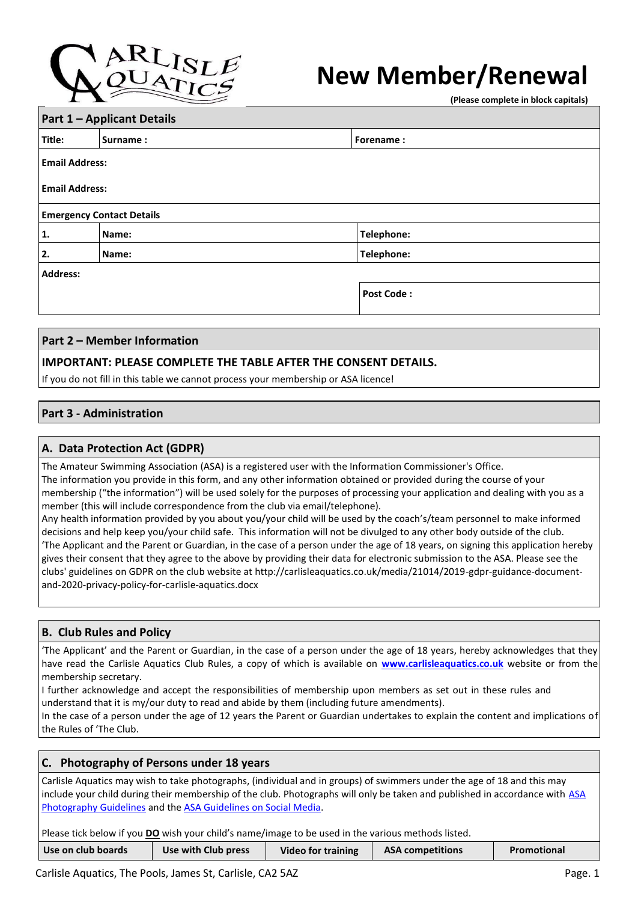# Carlisle Aquatics

# New Member/Renewal

**(Please complete in block capitals)**

## Part 1 – Applicant Details

| Title: | Surname : | Forename : |
|---|---|---|

**Email Address:**

**Email Address:**

**Emergency Contact Details**

| | | |
|---|---|---|
| 1. | Name: | Telephone: |
| 2. | Name: | Telephone: |

**Address:**

**Post Code :**

## Part 2 – Member Information

**IMPORTANT: PLEASE COMPLETE THE TABLE AFTER THE CONSENT DETAILS.**

If you do not fill in this table we cannot process your membership or ASA licence!

## Part 3 - Administration

### A. Data Protection Act (GDPR)

The Amateur Swimming Association (ASA) is a registered user with the Information Commissioner's Office.
The information you provide in this form, and any other information obtained or provided during the course of your membership ("the information") will be used solely for the purposes of processing your application and dealing with you as a member (this will include correspondence from the club via email/telephone).
Any health information provided by you about you/your child will be used by the coach's/team personnel to make informed decisions and help keep you/your child safe. This information will not be divulged to any other body outside of the club.
'The Applicant and the Parent or Guardian, in the case of a person under the age of 18 years, on signing this application hereby gives their consent that they agree to the above by providing their data for electronic submission to the ASA. Please see the clubs' guidelines on GDPR on the club website at http://carlisleaquatics.co.uk/media/21014/2019-gdpr-guidance-document-and-2020-privacy-policy-for-carlisle-aquatics.docx

### B. Club Rules and Policy

'The Applicant' and the Parent or Guardian, in the case of a person under the age of 18 years, hereby acknowledges that they have read the Carlisle Aquatics Club Rules, a copy of which is available on **www.carlisleaquatics.co.uk** website or from the membership secretary.
I further acknowledge and accept the responsibilities of membership upon members as set out in these rules and understand that it is my/our duty to read and abide by them (including future amendments).
In the case of a person under the age of 12 years the Parent or Guardian undertakes to explain the content and implications of the Rules of 'The Club.

### C. Photography of Persons under 18 years

Carlisle Aquatics may wish to take photographs, (individual and in groups) of swimmers under the age of 18 and this may include your child during their membership of the club. Photographs will only be taken and published in accordance with ASA Photography Guidelines and the ASA Guidelines on Social Media.

Please tick below if you **DO** wish your child's name/image to be used in the various methods listed.

| Use on club boards | Use with Club press | Video for training | ASA competitions | Promotional |
|---|---|---|---|---|

Carlisle Aquatics, The Pools, James St, Carlisle, CA2 5AZ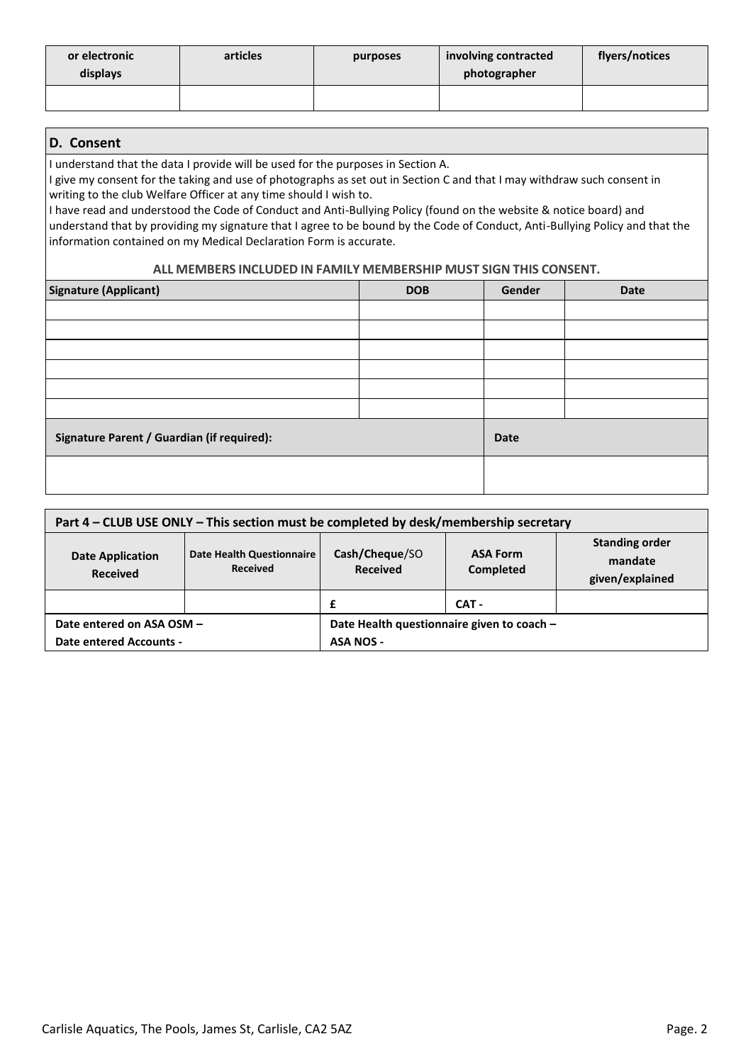| or electronic displays | articles | purposes | involving contracted photographer | flyers/notices |
|---|---|---|---|---|
| | | | | |

## D. Consent

I understand that the data I provide will be used for the purposes in Section A.
I give my consent for the taking and use of photographs as set out in Section C and that I may withdraw such consent in writing to the club Welfare Officer at any time should I wish to.
I have read and understood the Code of Conduct and Anti-Bullying Policy (found on the website & notice board) and understand that by providing my signature that I agree to be bound by the Code of Conduct, Anti-Bullying Policy and that the information contained on my Medical Declaration Form is accurate.

**ALL MEMBERS INCLUDED IN FAMILY MEMBERSHIP MUST SIGN THIS CONSENT.**

| Signature (Applicant) | DOB | Gender | Date |
|---|---|---|---|
| | | | |
| | | | |
| | | | |
| | | | |
| | | | |
| | | | |

| Signature Parent / Guardian (if required): | Date |
|---|---|
| | |

## Part 4 – CLUB USE ONLY – This section must be completed by desk/membership secretary

| Date Application Received | Date Health Questionnaire Received | Cash/Cheque/SO Received | ASA Form Completed | Standing order mandate given/explained |
|---|---|---|---|---|
| | | £ | CAT - | |

| | |
|---|---|
| Date entered on ASA OSM – | Date Health questionnaire given to coach – |
| Date entered Accounts - | ASA NOS - |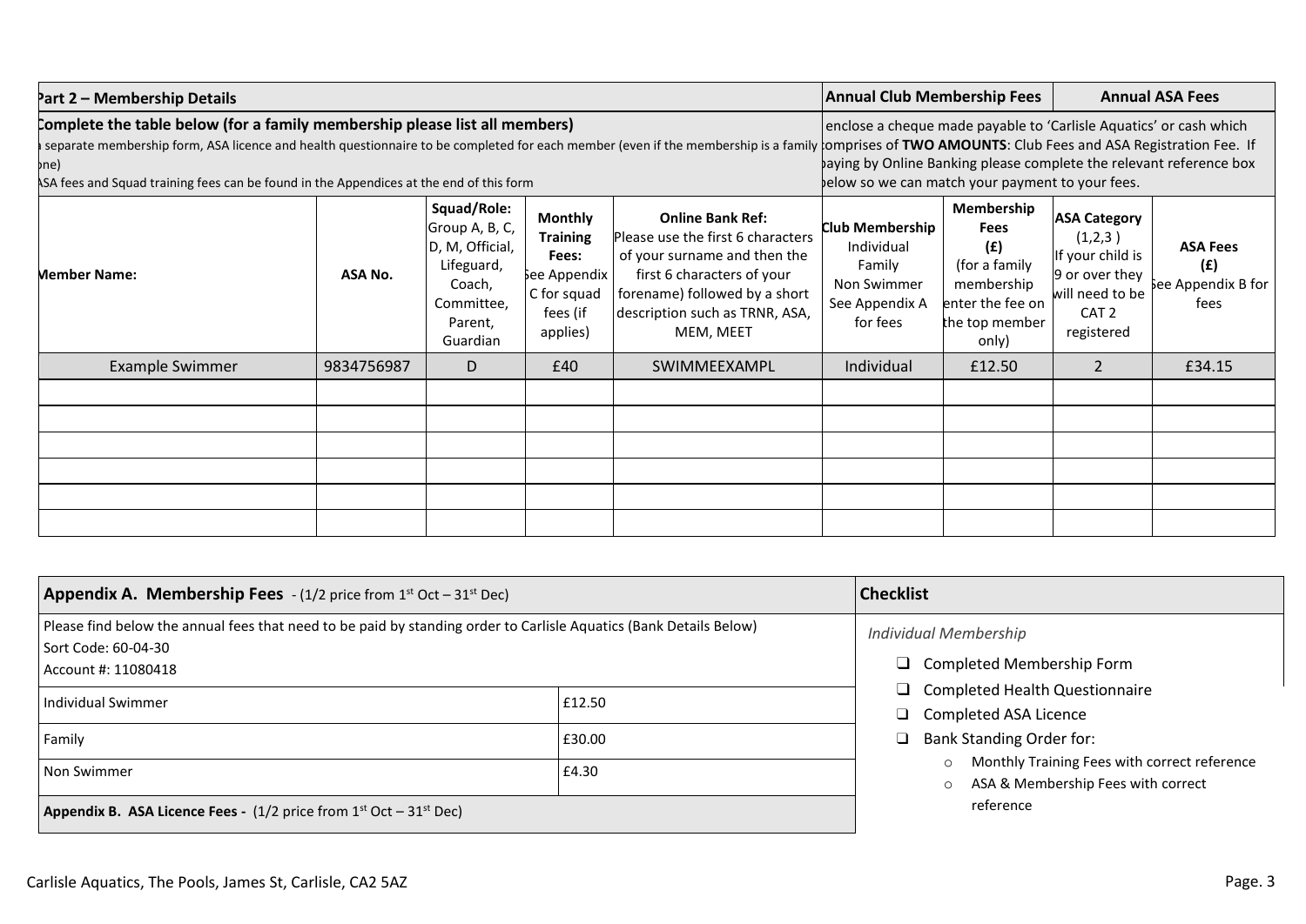## Part 2 – Membership Details

**Complete the table below (for a family membership please list all members)**

A separate membership form, ASA licence and health questionnaire to be completed for each member (even if the membership is a family one)

ASA fees and Squad training fees can be found in the Appendices at the end of this form

**Annual Club Membership Fees** | **Annual ASA Fees**

I enclose a cheque made payable to 'Carlisle Aquatics' or cash which comprises of **TWO AMOUNTS**: Club Fees and ASA Registration Fee. If paying by Online Banking please complete the relevant reference box below so we can match your payment to your fees.

| Member Name: | ASA No. | Squad/Role: Group A, B, C, D, M, Official, Lifeguard, Coach, Committee, Parent, Guardian | Monthly Training Fees: See Appendix C for squad fees (if applies) | Online Bank Ref: Please use the first 6 characters of your surname and then the first 6 characters of your forename) followed by a short description such as TRNR, ASA, MEM, MEET | Club Membership Individual Family Non Swimmer See Appendix A for fees | Membership Fees (£) (for a family membership enter the fee on the top member only) | ASA Category (1,2,3) If your child is 9 or over they will need to be CAT 2 registered | ASA Fees (£) See Appendix B for fees |
|---|---|---|---|---|---|---|---|---|
| Example Swimmer | 9834756987 | D | £40 | SWIMMEEXAMPL | Individual | £12.50 | 2 | £34.15 |
| | | | | | | | | |
| | | | | | | | | |
| | | | | | | | | |
| | | | | | | | | |
| | | | | | | | | |
| | | | | | | | | |

**Appendix A. Membership Fees** - (1/2 price from 1st Oct – 31st Dec)

Please find below the annual fees that need to be paid by standing order to Carlisle Aquatics (Bank Details Below)
Sort Code: 60-04-30
Account #: 11080418

| | |
|---|---|
| Individual Swimmer | £12.50 |
| Family | £30.00 |
| Non Swimmer | £4.30 |

**Appendix B. ASA Licence Fees -** (1/2 price from 1st Oct – 31st Dec)

**Checklist**

*Individual Membership*

- ❑ Completed Membership Form
- ❑ Completed Health Questionnaire
- ❑ Completed ASA Licence
- ❑ Bank Standing Order for:
  - Monthly Training Fees with correct reference
  - ASA & Membership Fees with correct reference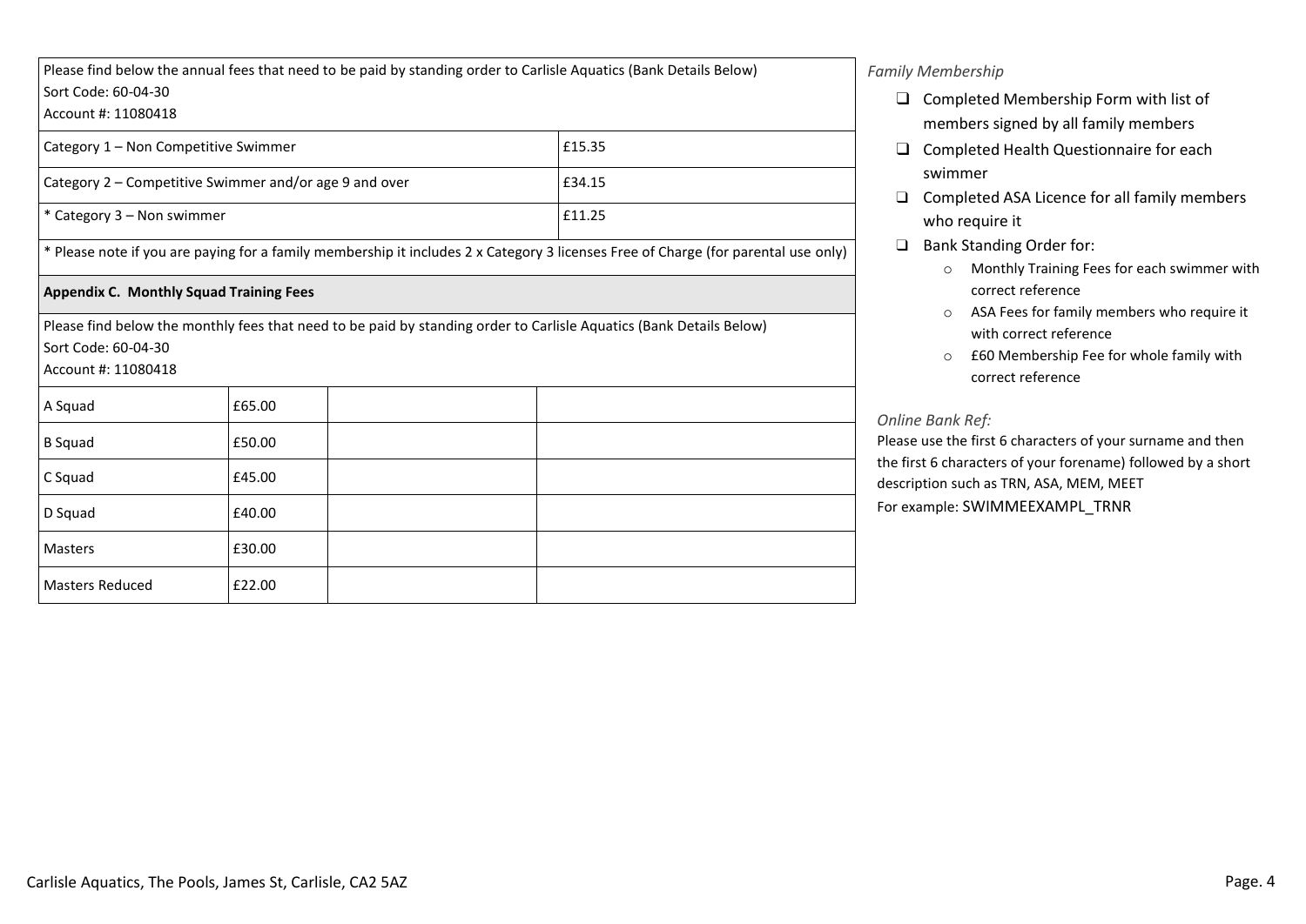Please find below the annual fees that need to be paid by standing order to Carlisle Aquatics (Bank Details Below)
Sort Code: 60-04-30
Account #: 11080418

| | |
|---|---|
| Category 1 – Non Competitive Swimmer | £15.35 |
| Category 2 – Competitive Swimmer and/or age 9 and over | £34.15 |
| * Category 3 – Non swimmer | £11.25 |

* Please note if you are paying for a family membership it includes 2 x Category 3 licenses Free of Charge (for parental use only)

**Appendix C. Monthly Squad Training Fees**

Please find below the monthly fees that need to be paid by standing order to Carlisle Aquatics (Bank Details Below)
Sort Code: 60-04-30
Account #: 11080418

| | | | |
|---|---|---|---|
| A Squad | £65.00 | | |
| B Squad | £50.00 | | |
| C Squad | £45.00 | | |
| D Squad | £40.00 | | |
| Masters | £30.00 | | |
| Masters Reduced | £22.00 | | |

*Family Membership*

- ❑ Completed Membership Form with list of members signed by all family members
- ❑ Completed Health Questionnaire for each swimmer
- ❑ Completed ASA Licence for all family members who require it
- ❑ Bank Standing Order for:
  - Monthly Training Fees for each swimmer with correct reference
  - ASA Fees for family members who require it with correct reference
  - £60 Membership Fee for whole family with correct reference

*Online Bank Ref:*

Please use the first 6 characters of your surname and then the first 6 characters of your forename) followed by a short description such as TRN, ASA, MEM, MEET
For example: SWIMMEEXAMPL_TRNR